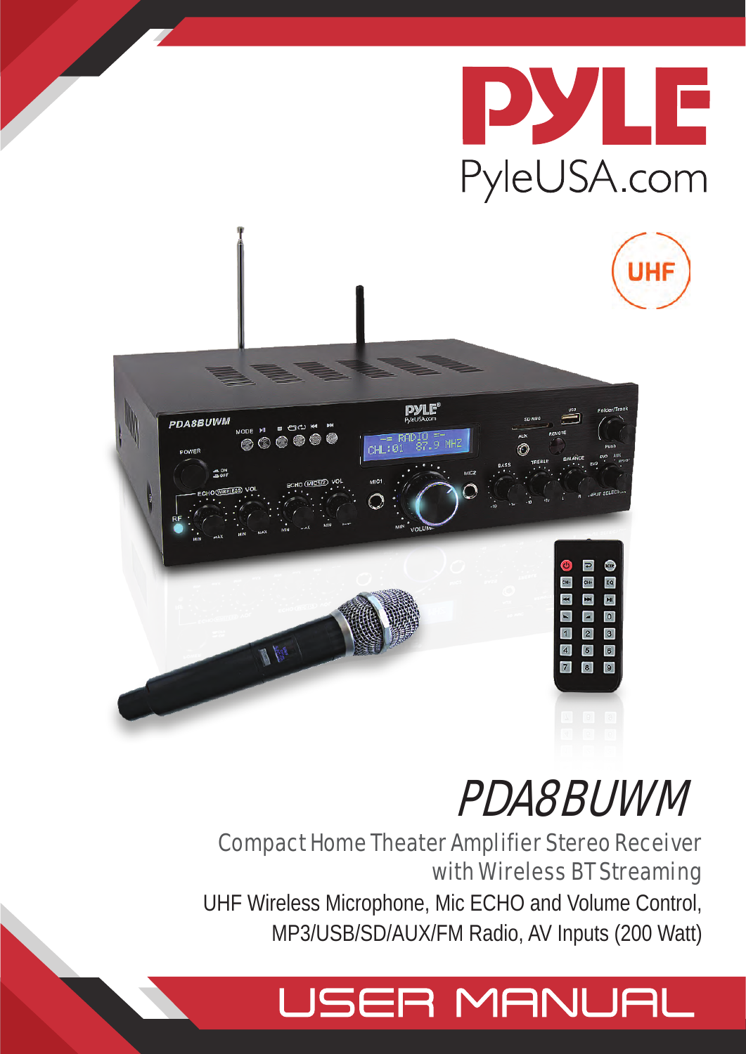# PYLE

PyleUSA.com

UHF

# PDA8BUWM

Compact Home Theater Amplifier Stereo Receiver with Wireless BT Streaming

UHF Wireless Microphone, Mic ECHO and Volume Control, MP3/USB/SD/AUX/FM Radio, AV Inputs (200 Watt)

## USER MANUAL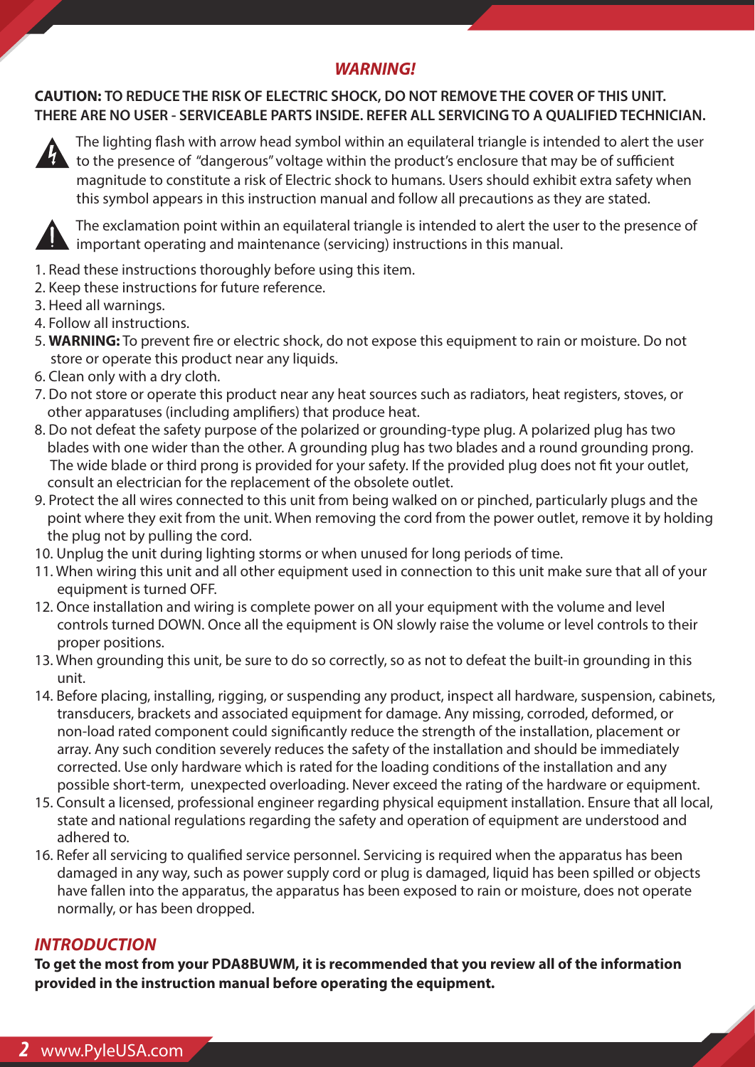## *WARNING!*

**CAUTION: TO REDUCE THE RISK OF ELECTRIC SHOCK, DO NOT REMOVE THE COVER OF THIS UNIT. THERE ARE NO USER - SERVICEABLE PARTS INSIDE. REFER ALL SERVICING TO A QUALIFIED TECHNICIAN.**

The lighting flash with arrow head symbol within an equilateral triangle is intended to alert the user to the presence of "dangerous" voltage within the product's enclosure that may be of sufficient magnitude to constitute a risk of Electric shock to humans. Users should exhibit extra safety when this symbol appears in this instruction manual and follow all precautions as they are stated.

The exclamation point within an equilateral triangle is intended to alert the user to the presence of important operating and maintenance (servicing) instructions in this manual.

1. Read these instructions thoroughly before using this item.
2. Keep these instructions for future reference.
3. Heed all warnings.
4. Follow all instructions.
5. **WARNING:** To prevent fire or electric shock, do not expose this equipment to rain or moisture. Do not store or operate this product near any liquids.
6. Clean only with a dry cloth.
7. Do not store or operate this product near any heat sources such as radiators, heat registers, stoves, or other apparatuses (including amplifiers) that produce heat.
8. Do not defeat the safety purpose of the polarized or grounding-type plug. A polarized plug has two blades with one wider than the other. A grounding plug has two blades and a round grounding prong. The wide blade or third prong is provided for your safety. If the provided plug does not fit your outlet, consult an electrician for the replacement of the obsolete outlet.
9. Protect the all wires connected to this unit from being walked on or pinched, particularly plugs and the point where they exit from the unit. When removing the cord from the power outlet, remove it by holding the plug not by pulling the cord.
10. Unplug the unit during lighting storms or when unused for long periods of time.
11. When wiring this unit and all other equipment used in connection to this unit make sure that all of your equipment is turned OFF.
12. Once installation and wiring is complete power on all your equipment with the volume and level controls turned DOWN. Once all the equipment is ON slowly raise the volume or level controls to their proper positions.
13. When grounding this unit, be sure to do so correctly, so as not to defeat the built-in grounding in this unit.
14. Before placing, installing, rigging, or suspending any product, inspect all hardware, suspension, cabinets, transducers, brackets and associated equipment for damage. Any missing, corroded, deformed, or non-load rated component could significantly reduce the strength of the installation, placement or array. Any such condition severely reduces the safety of the installation and should be immediately corrected. Use only hardware which is rated for the loading conditions of the installation and any possible short-term, unexpected overloading. Never exceed the rating of the hardware or equipment.
15. Consult a licensed, professional engineer regarding physical equipment installation. Ensure that all local, state and national regulations regarding the safety and operation of equipment are understood and adhered to.
16. Refer all servicing to qualified service personnel. Servicing is required when the apparatus has been damaged in any way, such as power supply cord or plug is damaged, liquid has been spilled or objects have fallen into the apparatus, the apparatus has been exposed to rain or moisture, does not operate normally, or has been dropped.

## *INTRODUCTION*

**To get the most from your PDA8BUWM, it is recommended that you review all of the information provided in the instruction manual before operating the equipment.**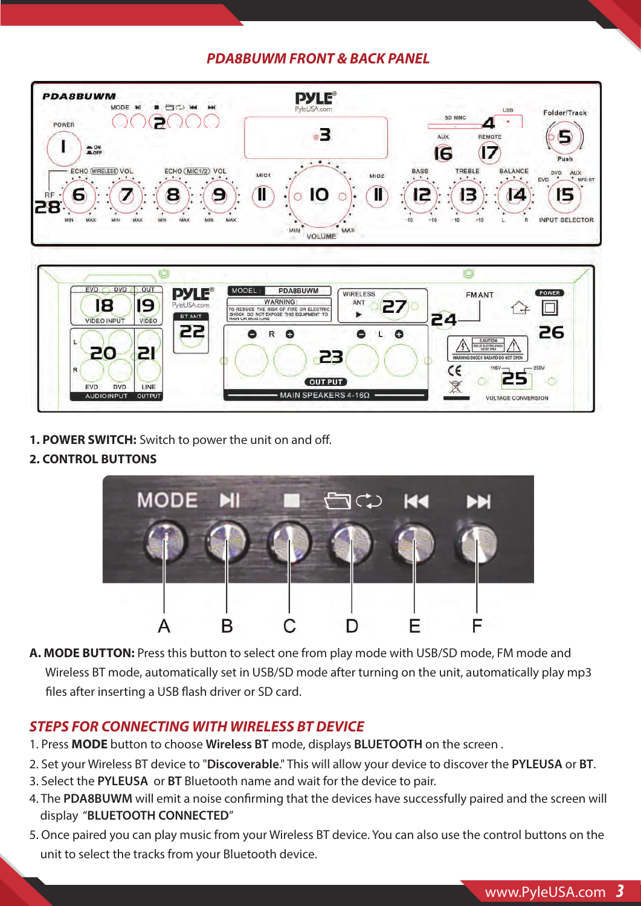## PDA8BUWM FRONT & BACK PANEL

**1. POWER SWITCH:** Switch to power the unit on and off.

**2. CONTROL BUTTONS**

**A. MODE BUTTON:** Press this button to select one from play mode with USB/SD mode, FM mode and Wireless BT mode, automatically set in USB/SD mode after turning on the unit, automatically play mp3 files after inserting a USB flash driver or SD card.

## STEPS FOR CONNECTING WITH WIRELESS BT DEVICE

1. Press **MODE** button to choose **Wireless BT** mode, displays **BLUETOOTH** on the screen .
2. Set your Wireless BT device to "**Discoverable**." This will allow your device to discover the **PYLEUSA** or **BT**.
3. Select the **PYLEUSA** or **BT** Bluetooth name and wait for the device to pair.
4. The **PDA8BUWM** will emit a noise confirming that the devices have successfully paired and the screen will display "**BLUETOOTH CONNECTED**"
5. Once paired you can play music from your Wireless BT device. You can also use the control buttons on the unit to select the tracks from your Bluetooth device.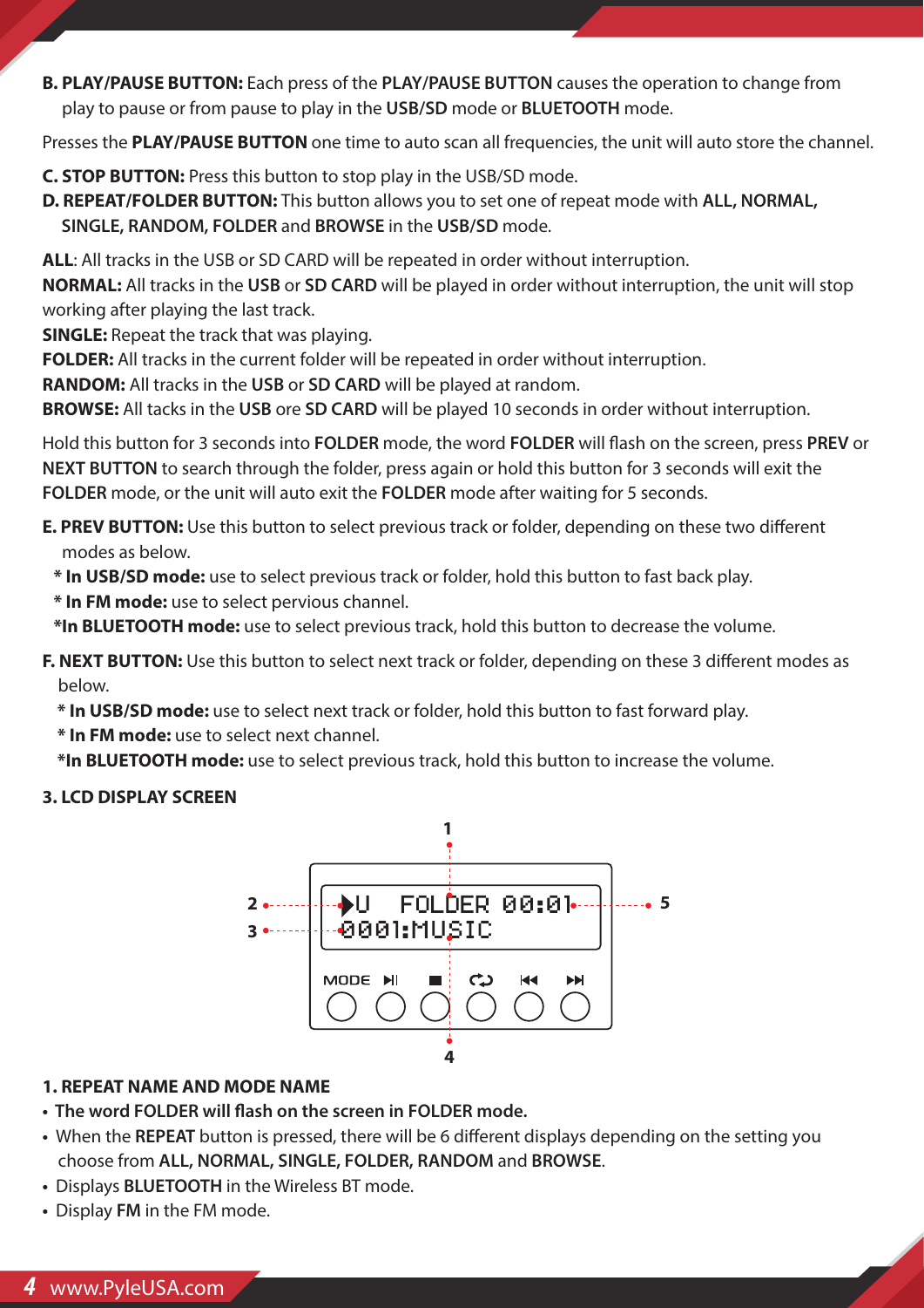**B. PLAY/PAUSE BUTTON:** Each press of the **PLAY/PAUSE BUTTON** causes the operation to change from play to pause or from pause to play in the **USB/SD** mode or **BLUETOOTH** mode.

Presses the **PLAY/PAUSE BUTTON** one time to auto scan all frequencies, the unit will auto store the channel.

**C. STOP BUTTON:** Press this button to stop play in the USB/SD mode.

**D. REPEAT/FOLDER BUTTON:** This button allows you to set one of repeat mode with **ALL, NORMAL, SINGLE, RANDOM, FOLDER** and **BROWSE** in the **USB/SD** mode.

**ALL**: All tracks in the USB or SD CARD will be repeated in order without interruption.
**NORMAL:** All tracks in the **USB** or **SD CARD** will be played in order without interruption, the unit will stop working after playing the last track.
**SINGLE:** Repeat the track that was playing.
**FOLDER:** All tracks in the current folder will be repeated in order without interruption.
**RANDOM:** All tracks in the **USB** or **SD CARD** will be played at random.
**BROWSE:** All tacks in the **USB** ore **SD CARD** will be played 10 seconds in order without interruption.

Hold this button for 3 seconds into **FOLDER** mode, the word **FOLDER** will flash on the screen, press **PREV** or **NEXT BUTTON** to search through the folder, press again or hold this button for 3 seconds will exit the **FOLDER** mode, or the unit will auto exit the **FOLDER** mode after waiting for 5 seconds.

**E. PREV BUTTON:** Use this button to select previous track or folder, depending on these two different modes as below.

* **In USB/SD mode:** use to select previous track or folder, hold this button to fast back play.
* **In FM mode:** use to select pervious channel.
* **In BLUETOOTH mode:** use to select previous track, hold this button to decrease the volume.

**F. NEXT BUTTON:** Use this button to select next track or folder, depending on these 3 different modes as below.

* **In USB/SD mode:** use to select next track or folder, hold this button to fast forward play.
* **In FM mode:** use to select next channel.
* **In BLUETOOTH mode:** use to select previous track, hold this button to increase the volume.

### 3. LCD DISPLAY SCREEN

1 2 3 4 5
▶U FOLDER 00:01
0001:MUSIC
MODE ▶II ■ ⟲ ⏮ ⏭

**1. REPEAT NAME AND MODE NAME**

- **The word FOLDER will flash on the screen in FOLDER mode.**
- When the **REPEAT** button is pressed, there will be 6 different displays depending on the setting you choose from **ALL, NORMAL, SINGLE, FOLDER, RANDOM** and **BROWSE**.
- Displays **BLUETOOTH** in the Wireless BT mode.
- Display **FM** in the FM mode.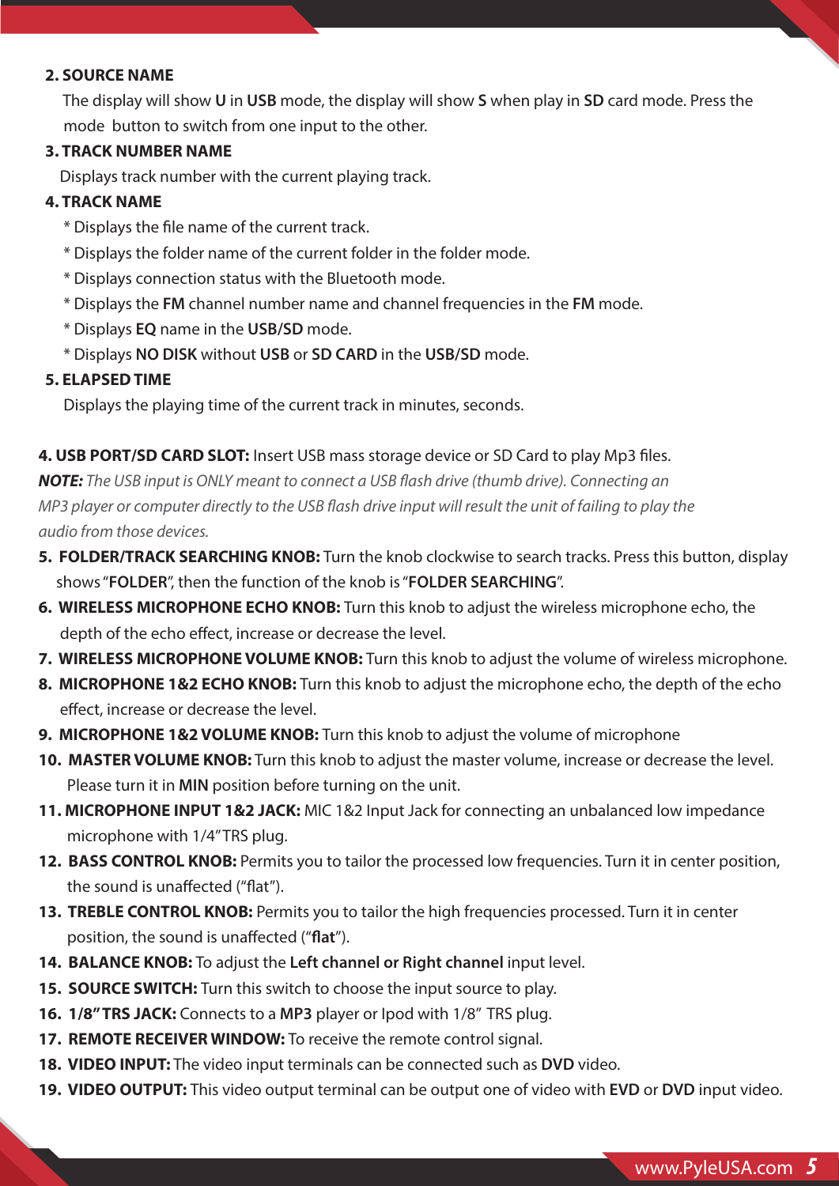**2. SOURCE NAME**

The display will show **U** in **USB** mode, the display will show **S** when play in **SD** card mode. Press the mode  button to switch from one input to the other.

**3. TRACK NUMBER NAME**

Displays track number with the current playing track.

**4. TRACK NAME**

* Displays the file name of the current track.
* Displays the folder name of the current folder in the folder mode.
* Displays connection status with the Bluetooth mode.
* Displays the **FM** channel number name and channel frequencies in the **FM** mode.
* Displays **EQ** name in the **USB/SD** mode.
* Displays **NO DISK** without **USB** or **SD CARD** in the **USB/SD** mode.

**5. ELAPSED TIME**

Displays the playing time of the current track in minutes, seconds.

**4. USB PORT/SD CARD SLOT:** Insert USB mass storage device or SD Card to play Mp3 files.

***NOTE:*** *The USB input is ONLY meant to connect a USB flash drive (thumb drive). Connecting an MP3 player or computer directly to the USB flash drive input will result the unit of failing to play the audio from those devices.*

5. **FOLDER/TRACK SEARCHING KNOB:** Turn the knob clockwise to search tracks. Press this button, display shows "**FOLDER**", then the function of the knob is "**FOLDER SEARCHING**".
6. **WIRELESS MICROPHONE ECHO KNOB:** Turn this knob to adjust the wireless microphone echo, the depth of the echo effect, increase or decrease the level.
7. **WIRELESS MICROPHONE VOLUME KNOB:** Turn this knob to adjust the volume of wireless microphone.
8. **MICROPHONE 1&2 ECHO KNOB:** Turn this knob to adjust the microphone echo, the depth of the echo effect, increase or decrease the level.
9. **MICROPHONE 1&2 VOLUME KNOB:** Turn this knob to adjust the volume of microphone
10. **MASTER VOLUME KNOB:** Turn this knob to adjust the master volume, increase or decrease the level. Please turn it in **MIN** position before turning on the unit.
11. **MICROPHONE INPUT 1&2 JACK:** MIC 1&2 Input Jack for connecting an unbalanced low impedance microphone with 1/4" TRS plug.
12. **BASS CONTROL KNOB:** Permits you to tailor the processed low frequencies. Turn it in center position, the sound is unaffected ("flat").
13. **TREBLE CONTROL KNOB:** Permits you to tailor the high frequencies processed. Turn it in center position, the sound is unaffected ("**flat**").
14. **BALANCE KNOB:** To adjust the **Left channel or Right channel** input level.
15. **SOURCE SWITCH:** Turn this switch to choose the input source to play.
16. **1/8" TRS JACK:** Connects to a **MP3** player or Ipod with 1/8" TRS plug.
17. **REMOTE RECEIVER WINDOW:** To receive the remote control signal.
18. **VIDEO INPUT:** The video input terminals can be connected such as **DVD** video.
19. **VIDEO OUTPUT:** This video output terminal can be output one of video with **EVD** or **DVD** input video.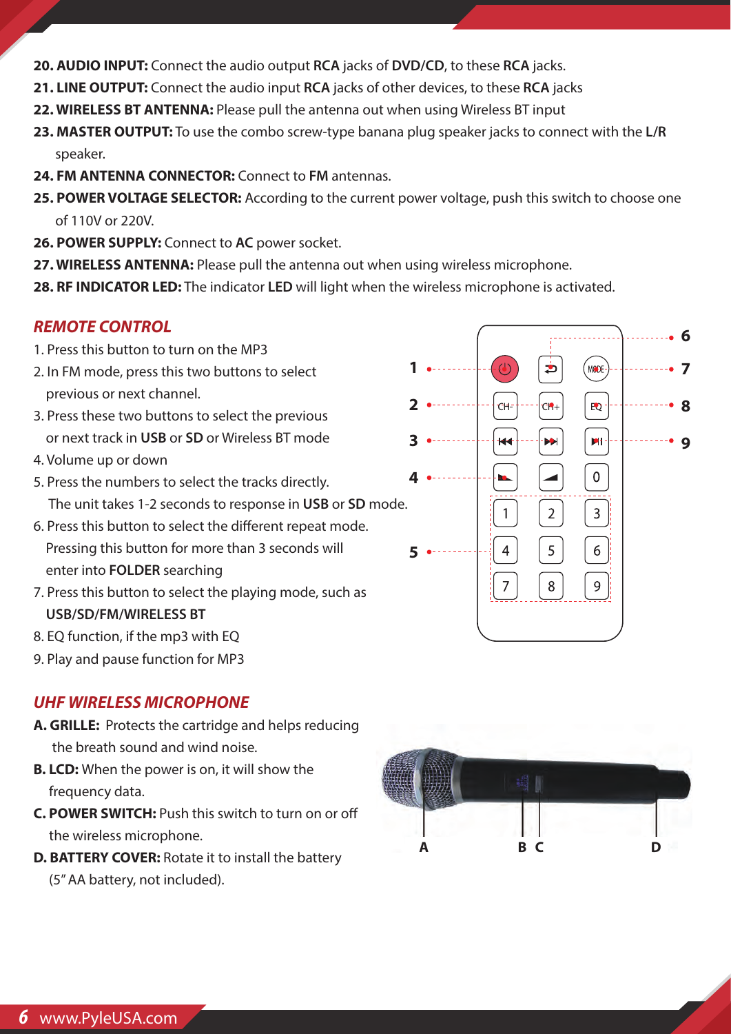**20. AUDIO INPUT:** Connect the audio output **RCA** jacks of **DVD/CD**, to these **RCA** jacks.

**21. LINE OUTPUT:** Connect the audio input **RCA** jacks of other devices, to these **RCA** jacks

**22. WIRELESS BT ANTENNA:** Please pull the antenna out when using Wireless BT input

**23. MASTER OUTPUT:** To use the combo screw-type banana plug speaker jacks to connect with the **L/R** speaker.

**24. FM ANTENNA CONNECTOR:** Connect to **FM** antennas.

**25. POWER VOLTAGE SELECTOR:** According to the current power voltage, push this switch to choose one of 110V or 220V.

**26. POWER SUPPLY:** Connect to **AC** power socket.

**27. WIRELESS ANTENNA:** Please pull the antenna out when using wireless microphone.

**28. RF INDICATOR LED:** The indicator **LED** will light when the wireless microphone is activated.

## *REMOTE CONTROL*

1. Press this button to turn on the MP3
2. In FM mode, press this two buttons to select previous or next channel.
3. Press these two buttons to select the previous or next track in **USB** or **SD** or Wireless BT mode
4. Volume up or down
5. Press the numbers to select the tracks directly. The unit takes 1-2 seconds to response in **USB** or **SD** mode.
6. Press this button to select the different repeat mode. Pressing this button for more than 3 seconds will enter into **FOLDER** searching
7. Press this button to select the playing mode, such as **USB/SD/FM/WIRELESS BT**
8. EQ function, if the mp3 with EQ
9. Play and pause function for MP3

## *UHF WIRELESS MICROPHONE*

**A. GRILLE:** Protects the cartridge and helps reducing the breath sound and wind noise.

**B. LCD:** When the power is on, it will show the frequency data.

**C. POWER SWITCH:** Push this switch to turn on or off the wireless microphone.

**D. BATTERY COVER:** Rotate it to install the battery (5" AA battery, not included).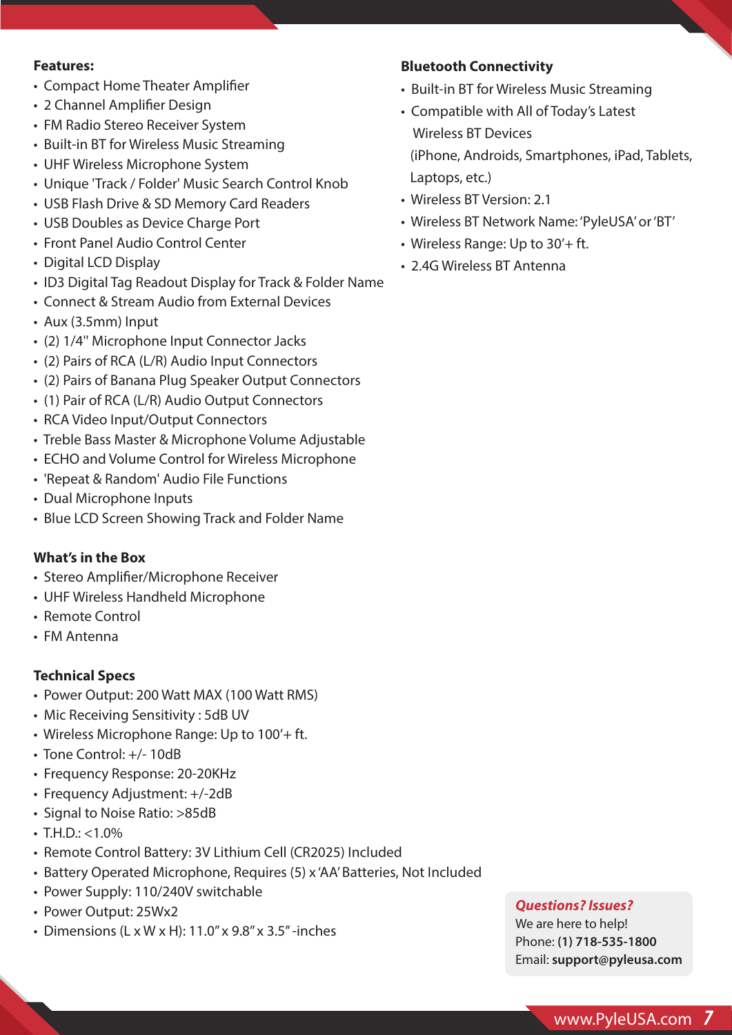**Features:**

- Compact Home Theater Amplifier
- 2 Channel Amplifier Design
- FM Radio Stereo Receiver System
- Built-in BT for Wireless Music Streaming
- UHF Wireless Microphone System
- Unique 'Track / Folder' Music Search Control Knob
- USB Flash Drive & SD Memory Card Readers
- USB Doubles as Device Charge Port
- Front Panel Audio Control Center
- Digital LCD Display
- ID3 Digital Tag Readout Display for Track & Folder Name
- Connect & Stream Audio from External Devices
- Aux (3.5mm) Input
- (2) 1/4" Microphone Input Connector Jacks
- (2) Pairs of RCA (L/R) Audio Input Connectors
- (2) Pairs of Banana Plug Speaker Output Connectors
- (1) Pair of RCA (L/R) Audio Output Connectors
- RCA Video Input/Output Connectors
- Treble Bass Master & Microphone Volume Adjustable
- ECHO and Volume Control for Wireless Microphone
- 'Repeat & Random' Audio File Functions
- Dual Microphone Inputs
- Blue LCD Screen Showing Track and Folder Name

**What's in the Box**

- Stereo Amplifier/Microphone Receiver
- UHF Wireless Handheld Microphone
- Remote Control
- FM Antenna

**Technical Specs**

- Power Output: 200 Watt MAX (100 Watt RMS)
- Mic Receiving Sensitivity : 5dB UV
- Wireless Microphone Range: Up to 100'+ ft.
- Tone Control: +/- 10dB
- Frequency Response: 20-20KHz
- Frequency Adjustment: +/-2dB
- Signal to Noise Ratio: >85dB
- T.H.D.: <1.0%
- Remote Control Battery: 3V Lithium Cell (CR2025) Included
- Battery Operated Microphone, Requires (5) x 'AA' Batteries, Not Included
- Power Supply: 110/240V switchable
- Power Output: 25Wx2
- Dimensions (L x W x H): 11.0" x 9.8" x 3.5" -inches

**Bluetooth Connectivity**

- Built-in BT for Wireless Music Streaming
- Compatible with All of Today's Latest Wireless BT Devices (iPhone, Androids, Smartphones, iPad, Tablets, Laptops, etc.)
- Wireless BT Version: 2.1
- Wireless BT Network Name: 'PyleUSA' or 'BT'
- Wireless Range: Up to 30'+ ft.
- 2.4G Wireless BT Antenna

***Questions? Issues?***
We are here to help!
Phone: **(1) 718-535-1800**
Email: **support@pyleusa.com**

www.PyleUSA.com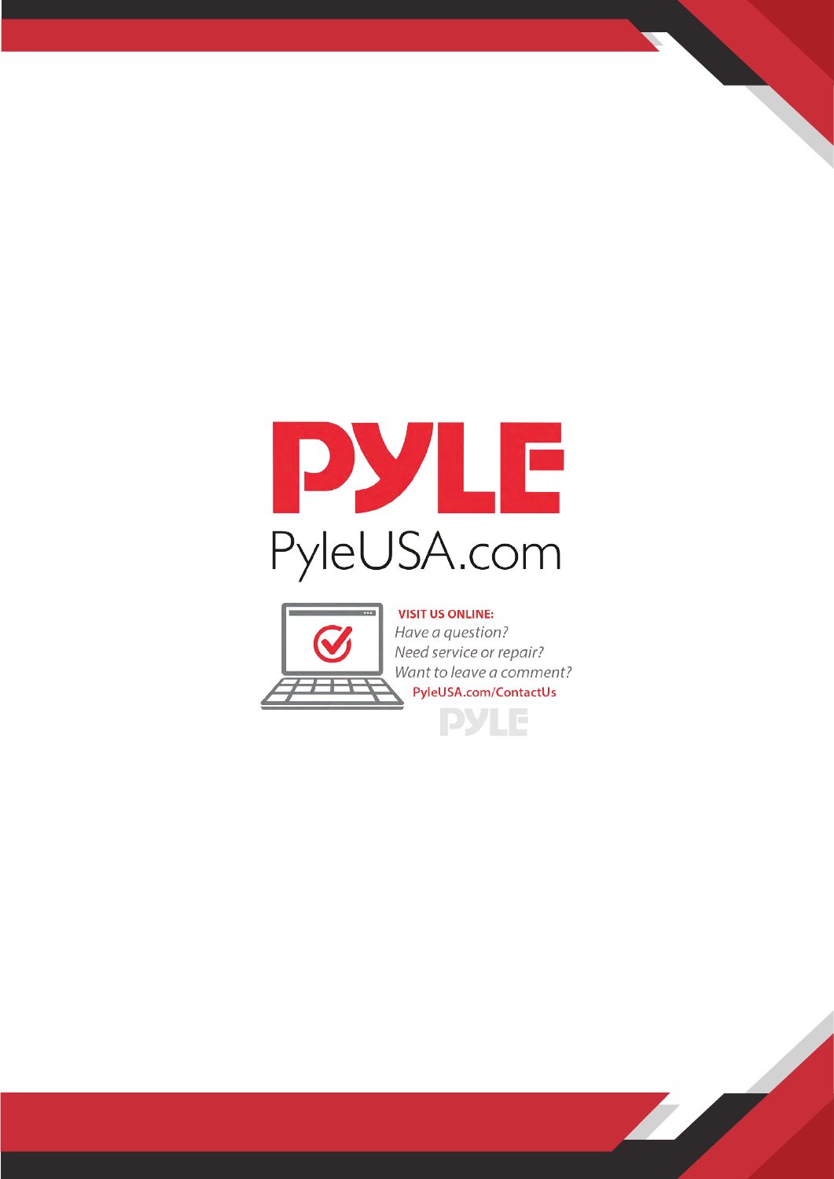# PYLE

PyleUSA.com

**VISIT US ONLINE:**

*Have a question?*

*Need service or repair?*

*Want to leave a comment?*

PyleUSA.com/ContactUs

PYLE